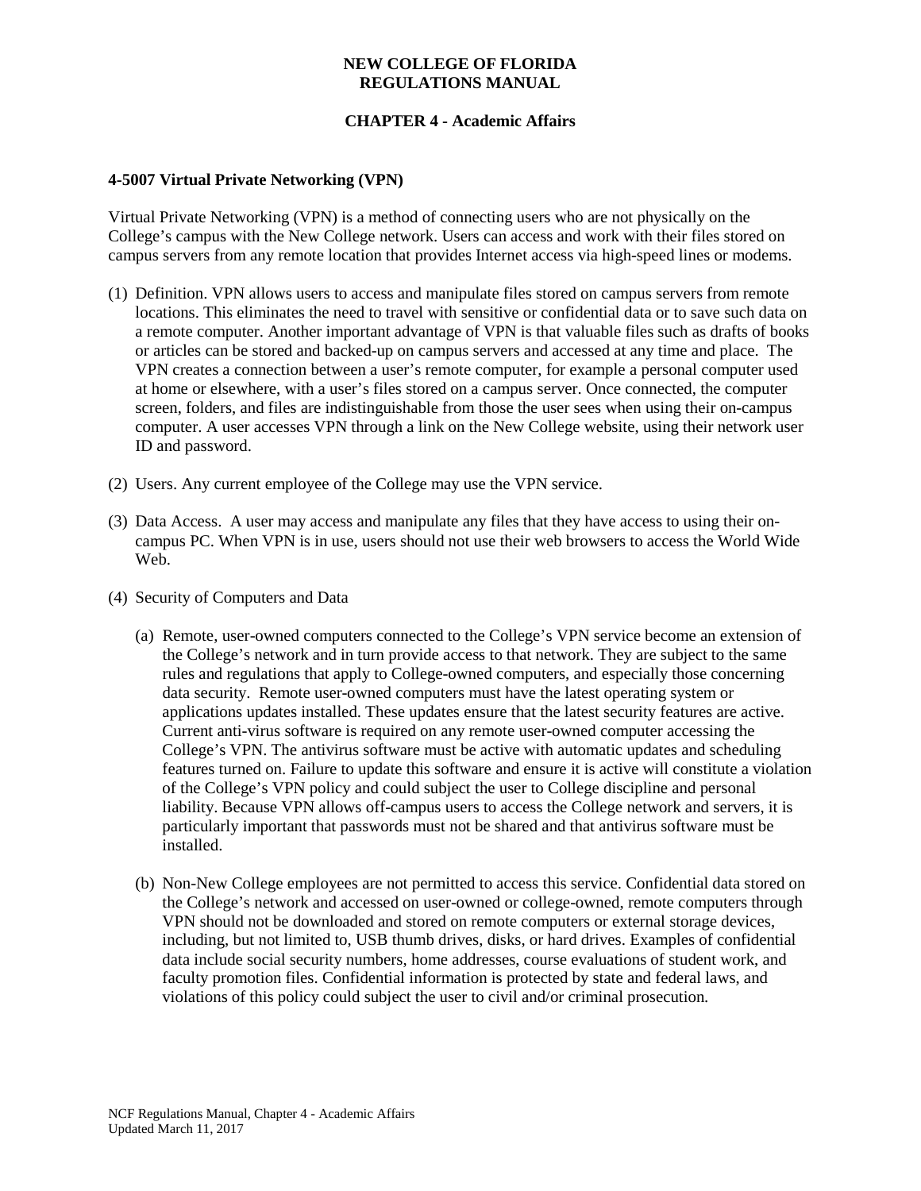# NEW COLLEGE OF FLORIDA
# REGULATIONS MANUAL

## CHAPTER 4 - Academic Affairs

### 4-5007 Virtual Private Networking (VPN)

Virtual Private Networking (VPN) is a method of connecting users who are not physically on the College's campus with the New College network. Users can access and work with their files stored on campus servers from any remote location that provides Internet access via high-speed lines or modems.

(1) Definition. VPN allows users to access and manipulate files stored on campus servers from remote locations. This eliminates the need to travel with sensitive or confidential data or to save such data on a remote computer. Another important advantage of VPN is that valuable files such as drafts of books or articles can be stored and backed-up on campus servers and accessed at any time and place. The VPN creates a connection between a user's remote computer, for example a personal computer used at home or elsewhere, with a user's files stored on a campus server. Once connected, the computer screen, folders, and files are indistinguishable from those the user sees when using their on-campus computer. A user accesses VPN through a link on the New College website, using their network user ID and password.

(2) Users. Any current employee of the College may use the VPN service.

(3) Data Access. A user may access and manipulate any files that they have access to using their on-campus PC. When VPN is in use, users should not use their web browsers to access the World Wide Web.

(4) Security of Computers and Data

(a) Remote, user-owned computers connected to the College's VPN service become an extension of the College's network and in turn provide access to that network. They are subject to the same rules and regulations that apply to College-owned computers, and especially those concerning data security. Remote user-owned computers must have the latest operating system or applications updates installed. These updates ensure that the latest security features are active. Current anti-virus software is required on any remote user-owned computer accessing the College's VPN. The antivirus software must be active with automatic updates and scheduling features turned on. Failure to update this software and ensure it is active will constitute a violation of the College's VPN policy and could subject the user to College discipline and personal liability. Because VPN allows off-campus users to access the College network and servers, it is particularly important that passwords must not be shared and that antivirus software must be installed.

(b) Non-New College employees are not permitted to access this service. Confidential data stored on the College's network and accessed on user-owned or college-owned, remote computers through VPN should not be downloaded and stored on remote computers or external storage devices, including, but not limited to, USB thumb drives, disks, or hard drives. Examples of confidential data include social security numbers, home addresses, course evaluations of student work, and faculty promotion files. Confidential information is protected by state and federal laws, and violations of this policy could subject the user to civil and/or criminal prosecution.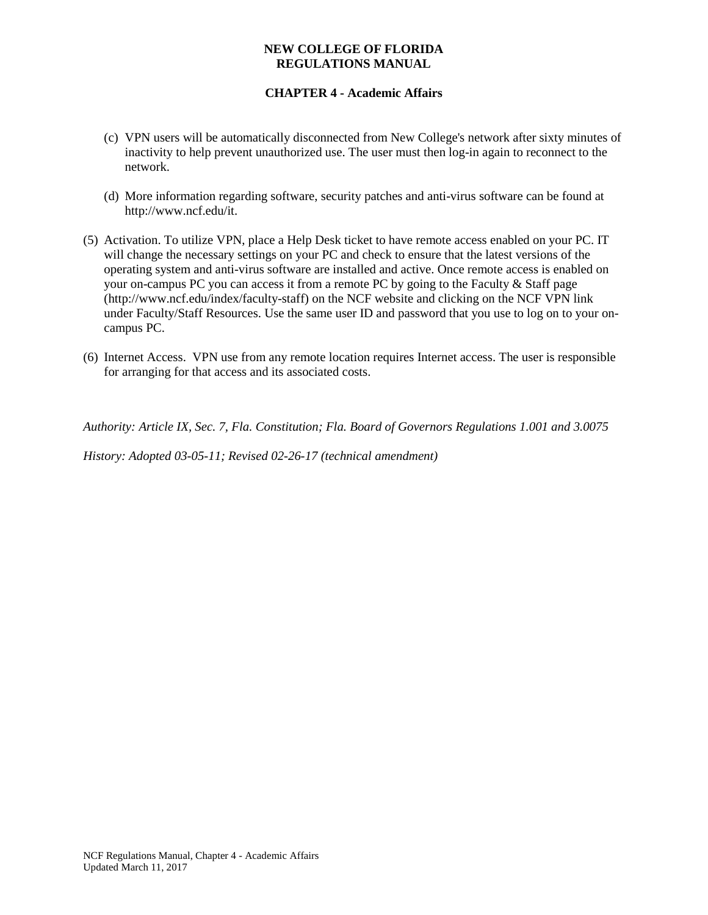(c) VPN users will be automatically disconnected from New College's network after sixty minutes of inactivity to help prevent unauthorized use. The user must then log-in again to reconnect to the network.

(d) More information regarding software, security patches and anti-virus software can be found at http://www.ncf.edu/it.

(5) Activation. To utilize VPN, place a Help Desk ticket to have remote access enabled on your PC. IT will change the necessary settings on your PC and check to ensure that the latest versions of the operating system and anti-virus software are installed and active. Once remote access is enabled on your on-campus PC you can access it from a remote PC by going to the Faculty & Staff page (http://www.ncf.edu/index/faculty-staff) on the NCF website and clicking on the NCF VPN link under Faculty/Staff Resources. Use the same user ID and password that you use to log on to your on-campus PC.

(6) Internet Access. VPN use from any remote location requires Internet access. The user is responsible for arranging for that access and its associated costs.

*Authority: Article IX, Sec. 7, Fla. Constitution; Fla. Board of Governors Regulations 1.001 and 3.0075*

*History: Adopted 03-05-11; Revised 02-26-17 (technical amendment)*